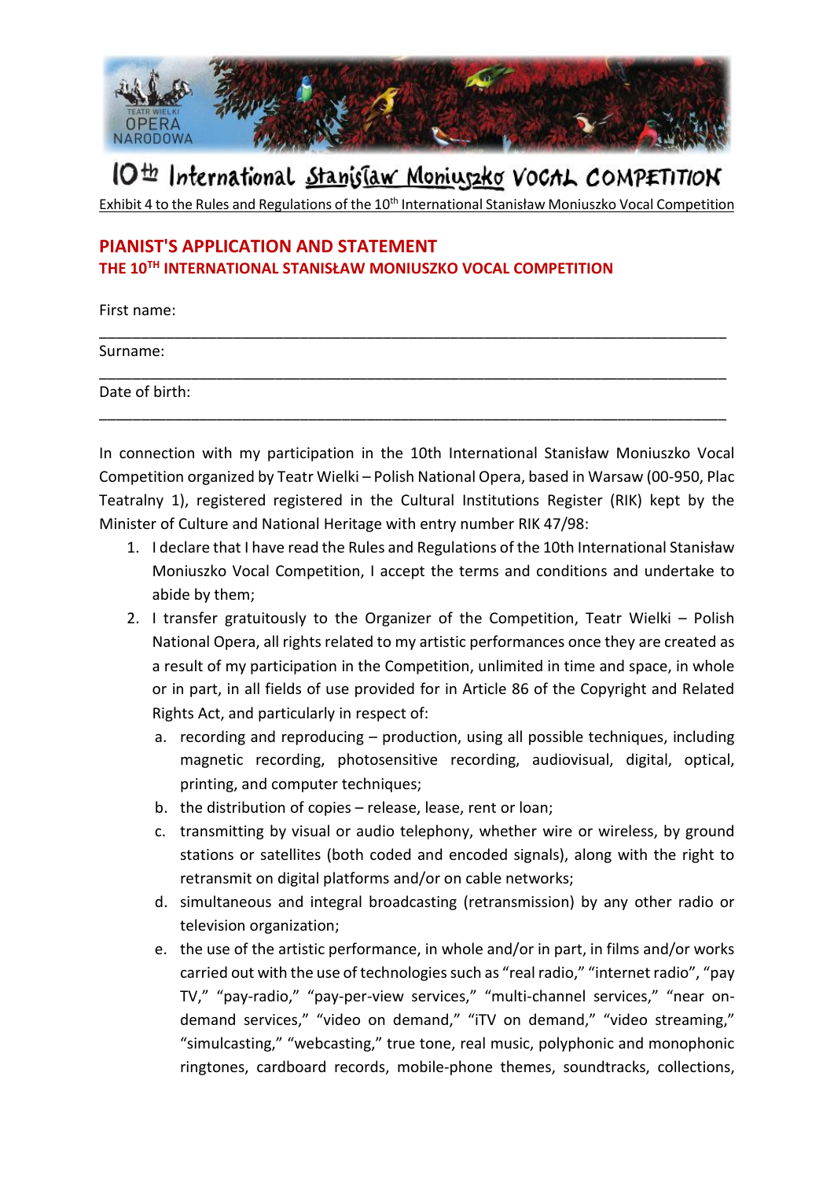10th International Stanisław Moniuszko VOCAL COMPETITION

Exhibit 4 to the Rules and Regulations of the 10th International Stanisław Moniuszko Vocal Competition

## PIANIST'S APPLICATION AND STATEMENT
### THE 10TH INTERNATIONAL STANISŁAW MONIUSZKO VOCAL COMPETITION

First name:
\_\_\_\_\_\_\_\_\_\_\_\_\_\_\_\_\_\_\_\_\_\_\_\_\_\_\_\_\_\_\_\_\_\_\_\_\_\_\_\_\_\_\_\_\_\_\_\_\_\_\_\_\_\_\_\_\_\_\_\_\_\_\_\_\_\_\_\_\_\_\_\_

Surname:
\_\_\_\_\_\_\_\_\_\_\_\_\_\_\_\_\_\_\_\_\_\_\_\_\_\_\_\_\_\_\_\_\_\_\_\_\_\_\_\_\_\_\_\_\_\_\_\_\_\_\_\_\_\_\_\_\_\_\_\_\_\_\_\_\_\_\_\_\_\_\_\_

Date of birth:
\_\_\_\_\_\_\_\_\_\_\_\_\_\_\_\_\_\_\_\_\_\_\_\_\_\_\_\_\_\_\_\_\_\_\_\_\_\_\_\_\_\_\_\_\_\_\_\_\_\_\_\_\_\_\_\_\_\_\_\_\_\_\_\_\_\_\_\_\_\_\_\_

In connection with my participation in the 10th International Stanisław Moniuszko Vocal Competition organized by Teatr Wielki – Polish National Opera, based in Warsaw (00-950, Plac Teatralny 1), registered registered in the Cultural Institutions Register (RIK) kept by the Minister of Culture and National Heritage with entry number RIK 47/98:

1. I declare that I have read the Rules and Regulations of the 10th International Stanisław Moniuszko Vocal Competition, I accept the terms and conditions and undertake to abide by them;
2. I transfer gratuitously to the Organizer of the Competition, Teatr Wielki – Polish National Opera, all rights related to my artistic performances once they are created as a result of my participation in the Competition, unlimited in time and space, in whole or in part, in all fields of use provided for in Article 86 of the Copyright and Related Rights Act, and particularly in respect of:
   a. recording and reproducing – production, using all possible techniques, including magnetic recording, photosensitive recording, audiovisual, digital, optical, printing, and computer techniques;
   b. the distribution of copies – release, lease, rent or loan;
   c. transmitting by visual or audio telephony, whether wire or wireless, by ground stations or satellites (both coded and encoded signals), along with the right to retransmit on digital platforms and/or on cable networks;
   d. simultaneous and integral broadcasting (retransmission) by any other radio or television organization;
   e. the use of the artistic performance, in whole and/or in part, in films and/or works carried out with the use of technologies such as "real radio," "internet radio", "pay TV," "pay-radio," "pay-per-view services," "multi-channel services," "near on-demand services," "video on demand," "iTV on demand," "video streaming," "simulcasting," "webcasting," true tone, real music, polyphonic and monophonic ringtones, cardboard records, mobile-phone themes, soundtracks, collections,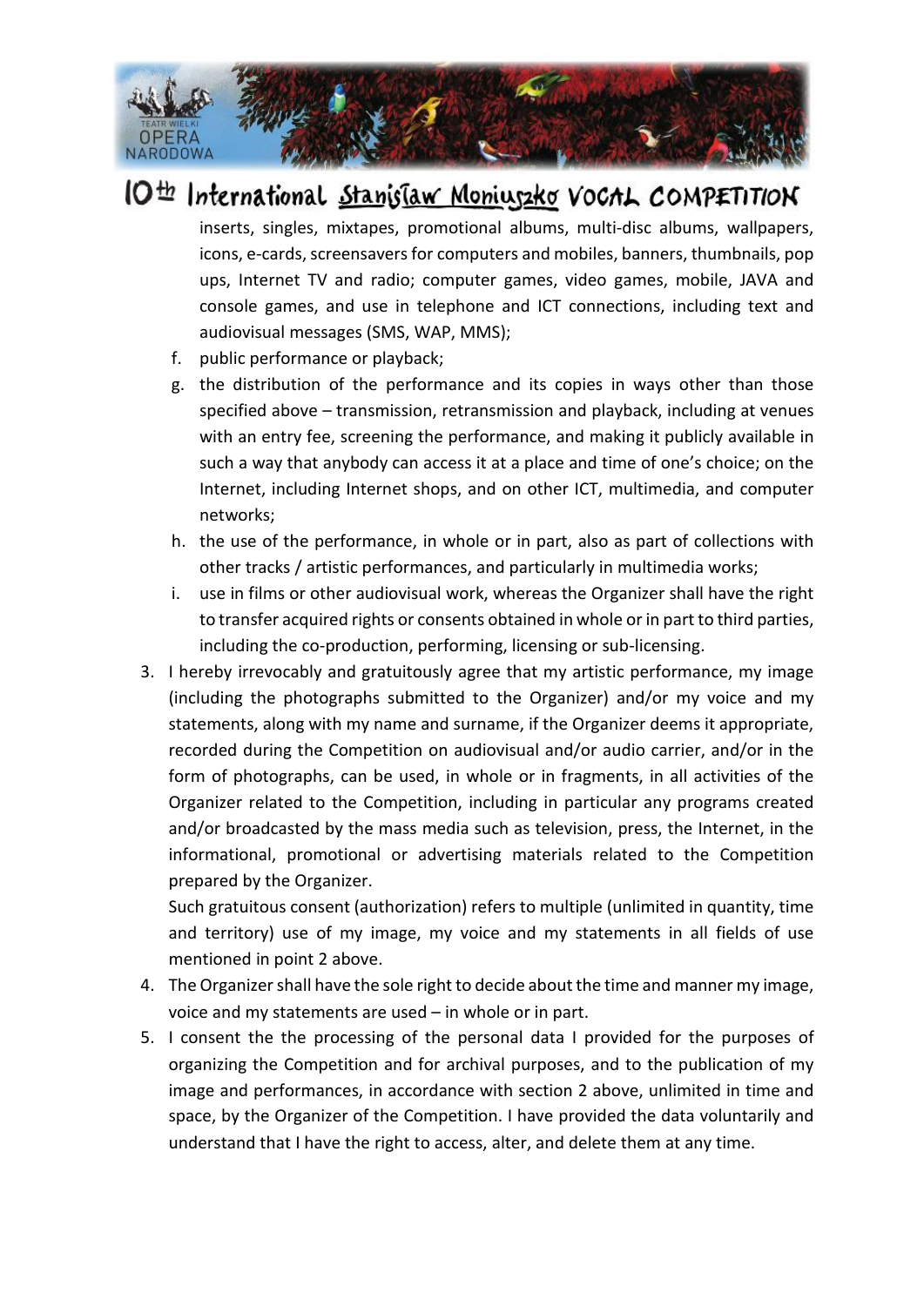inserts, singles, mixtapes, promotional albums, multi-disc albums, wallpapers, icons, e-cards, screensavers for computers and mobiles, banners, thumbnails, pop ups, Internet TV and radio; computer games, video games, mobile, JAVA and console games, and use in telephone and ICT connections, including text and audiovisual messages (SMS, WAP, MMS);

   f. public performance or playback;
   g. the distribution of the performance and its copies in ways other than those specified above – transmission, retransmission and playback, including at venues with an entry fee, screening the performance, and making it publicly available in such a way that anybody can access it at a place and time of one's choice; on the Internet, including Internet shops, and on other ICT, multimedia, and computer networks;
   h. the use of the performance, in whole or in part, also as part of collections with other tracks / artistic performances, and particularly in multimedia works;
   i. use in films or other audiovisual work, whereas the Organizer shall have the right to transfer acquired rights or consents obtained in whole or in part to third parties, including the co-production, performing, licensing or sub-licensing.

3. I hereby irrevocably and gratuitously agree that my artistic performance, my image (including the photographs submitted to the Organizer) and/or my voice and my statements, along with my name and surname, if the Organizer deems it appropriate, recorded during the Competition on audiovisual and/or audio carrier, and/or in the form of photographs, can be used, in whole or in fragments, in all activities of the Organizer related to the Competition, including in particular any programs created and/or broadcasted by the mass media such as television, press, the Internet, in the informational, promotional or advertising materials related to the Competition prepared by the Organizer.

   Such gratuitous consent (authorization) refers to multiple (unlimited in quantity, time and territory) use of my image, my voice and my statements in all fields of use mentioned in point 2 above.

4. The Organizer shall have the sole right to decide about the time and manner my image, voice and my statements are used – in whole or in part.
5. I consent the the processing of the personal data I provided for the purposes of organizing the Competition and for archival purposes, and to the publication of my image and performances, in accordance with section 2 above, unlimited in time and space, by the Organizer of the Competition. I have provided the data voluntarily and understand that I have the right to access, alter, and delete them at any time.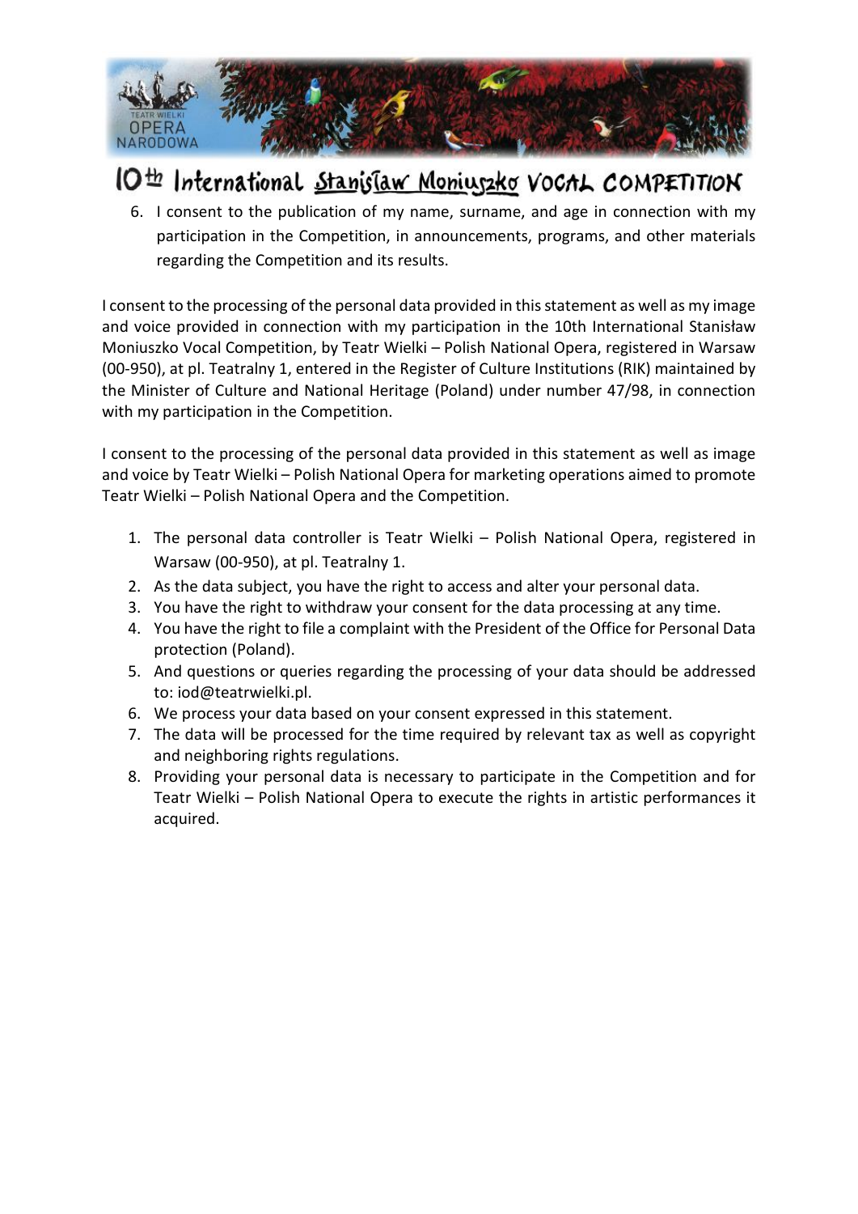6. I consent to the publication of my name, surname, and age in connection with my participation in the Competition, in announcements, programs, and other materials regarding the Competition and its results.

I consent to the processing of the personal data provided in this statement as well as my image and voice provided in connection with my participation in the 10th International Stanisław Moniuszko Vocal Competition, by Teatr Wielki – Polish National Opera, registered in Warsaw (00-950), at pl. Teatralny 1, entered in the Register of Culture Institutions (RIK) maintained by the Minister of Culture and National Heritage (Poland) under number 47/98, in connection with my participation in the Competition.

I consent to the processing of the personal data provided in this statement as well as image and voice by Teatr Wielki – Polish National Opera for marketing operations aimed to promote Teatr Wielki – Polish National Opera and the Competition.

1. The personal data controller is Teatr Wielki – Polish National Opera, registered in Warsaw (00-950), at pl. Teatralny 1.
2. As the data subject, you have the right to access and alter your personal data.
3. You have the right to withdraw your consent for the data processing at any time.
4. You have the right to file a complaint with the President of the Office for Personal Data protection (Poland).
5. And questions or queries regarding the processing of your data should be addressed to: iod@teatrwielki.pl.
6. We process your data based on your consent expressed in this statement.
7. The data will be processed for the time required by relevant tax as well as copyright and neighboring rights regulations.
8. Providing your personal data is necessary to participate in the Competition and for Teatr Wielki – Polish National Opera to execute the rights in artistic performances it acquired.